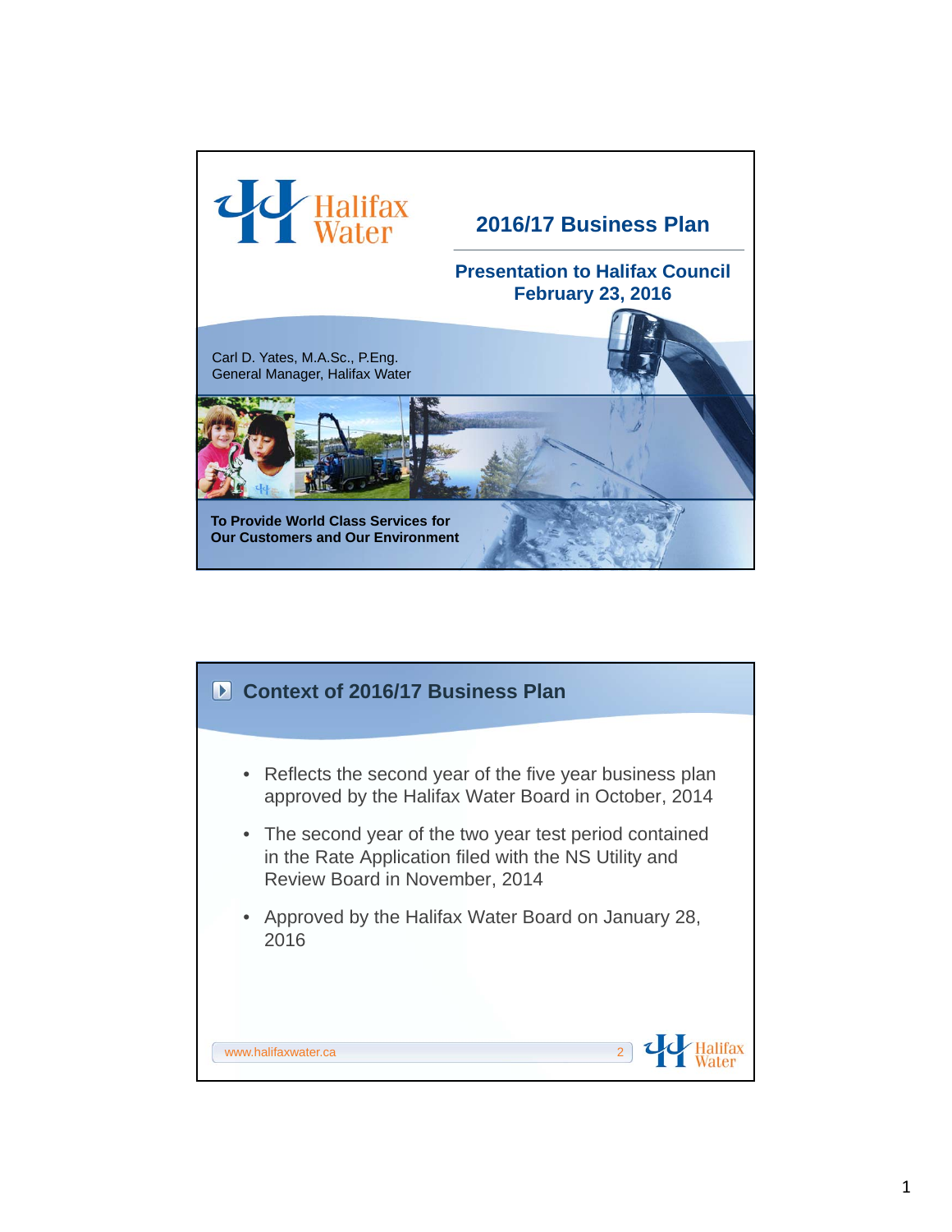Halifax Water

# 2016/17 Business Plan

**Presentation to Halifax Council**
**February 23, 2016**

Carl D. Yates, M.A.Sc., P.Eng.
General Manager, Halifax Water

**To Provide World Class Services for Our Customers and Our Environment**

## Context of 2016/17 Business Plan

- Reflects the second year of the five year business plan approved by the Halifax Water Board in October, 2014
- The second year of the two year test period contained in the Rate Application filed with the NS Utility and Review Board in November, 2014
- Approved by the Halifax Water Board on January 28, 2016

www.halifaxwater.ca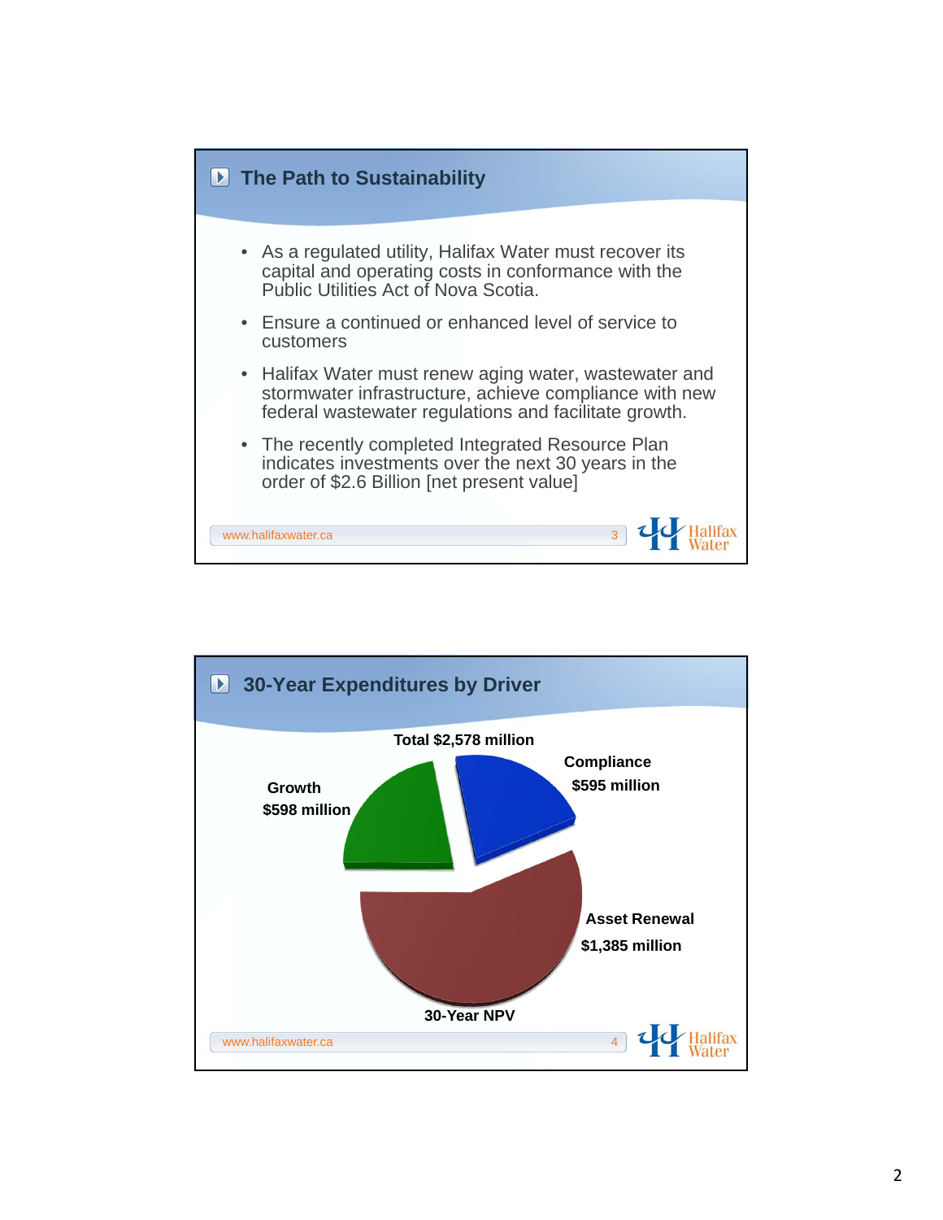## The Path to Sustainability

- As a regulated utility, Halifax Water must recover its capital and operating costs in conformance with the Public Utilities Act of Nova Scotia.
- Ensure a continued or enhanced level of service to customers
- Halifax Water must renew aging water, wastewater and stormwater infrastructure, achieve compliance with new federal wastewater regulations and facilitate growth.
- The recently completed Integrated Resource Plan indicates investments over the next 30 years in the order of $2.6 Billion [net present value]

www.halifaxwater.ca

## 30-Year Expenditures by Driver

**Total $2,578 million**

**Compliance $595 million**

**Growth $598 million**

**Asset Renewal $1,385 million**

**30-Year NPV**

www.halifaxwater.ca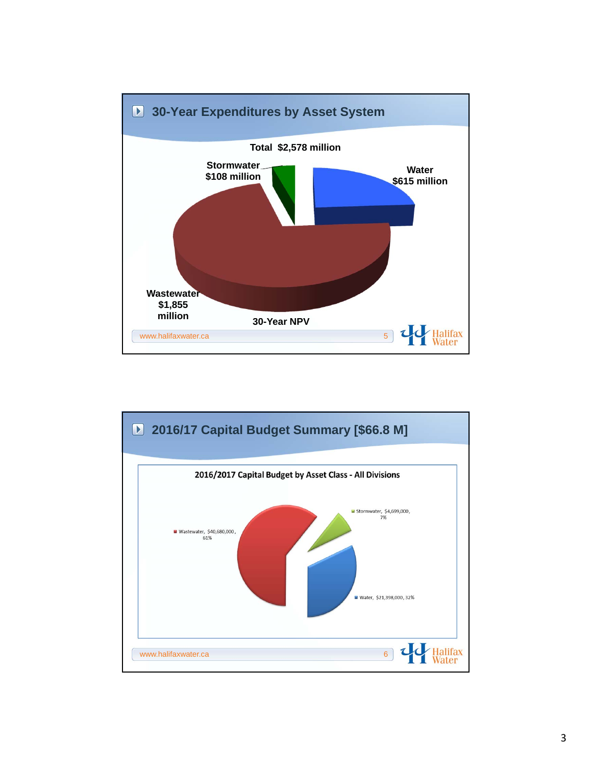## 30-Year Expenditures by Asset System

Total $2,578 million

Stormwater $108 million

Water $615 million

Wastewater $1,855 million

30-Year NPV

www.halifaxwater.ca

## 2016/17 Capital Budget Summary [$66.8 M]

2016/2017 Capital Budget by Asset Class - All Divisions

Stormwater, $4,699,000, 7%

Wastewater, $40,680,000, 61%

Water, $21,398,000, 32%

www.halifaxwater.ca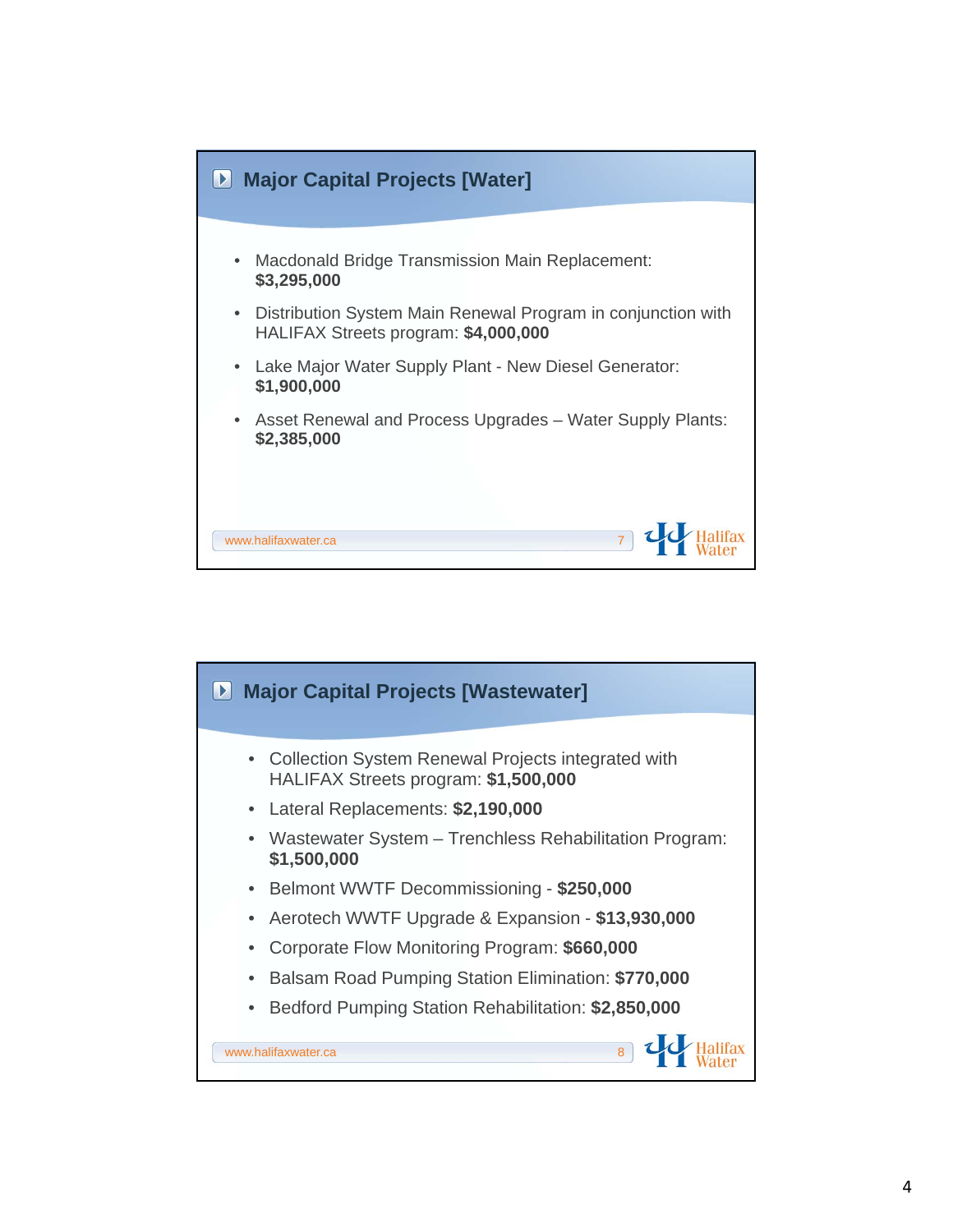## Major Capital Projects [Water]

- Macdonald Bridge Transmission Main Replacement: **$3,295,000**
- Distribution System Main Renewal Program in conjunction with HALIFAX Streets program: **$4,000,000**
- Lake Major Water Supply Plant - New Diesel Generator: **$1,900,000**
- Asset Renewal and Process Upgrades – Water Supply Plants: **$2,385,000**

www.halifaxwater.ca

## Major Capital Projects [Wastewater]

- Collection System Renewal Projects integrated with HALIFAX Streets program: **$1,500,000**
- Lateral Replacements: **$2,190,000**
- Wastewater System – Trenchless Rehabilitation Program: **$1,500,000**
- Belmont WWTF Decommissioning - **$250,000**
- Aerotech WWTF Upgrade & Expansion - **$13,930,000**
- Corporate Flow Monitoring Program: **$660,000**
- Balsam Road Pumping Station Elimination: **$770,000**
- Bedford Pumping Station Rehabilitation: **$2,850,000**

www.halifaxwater.ca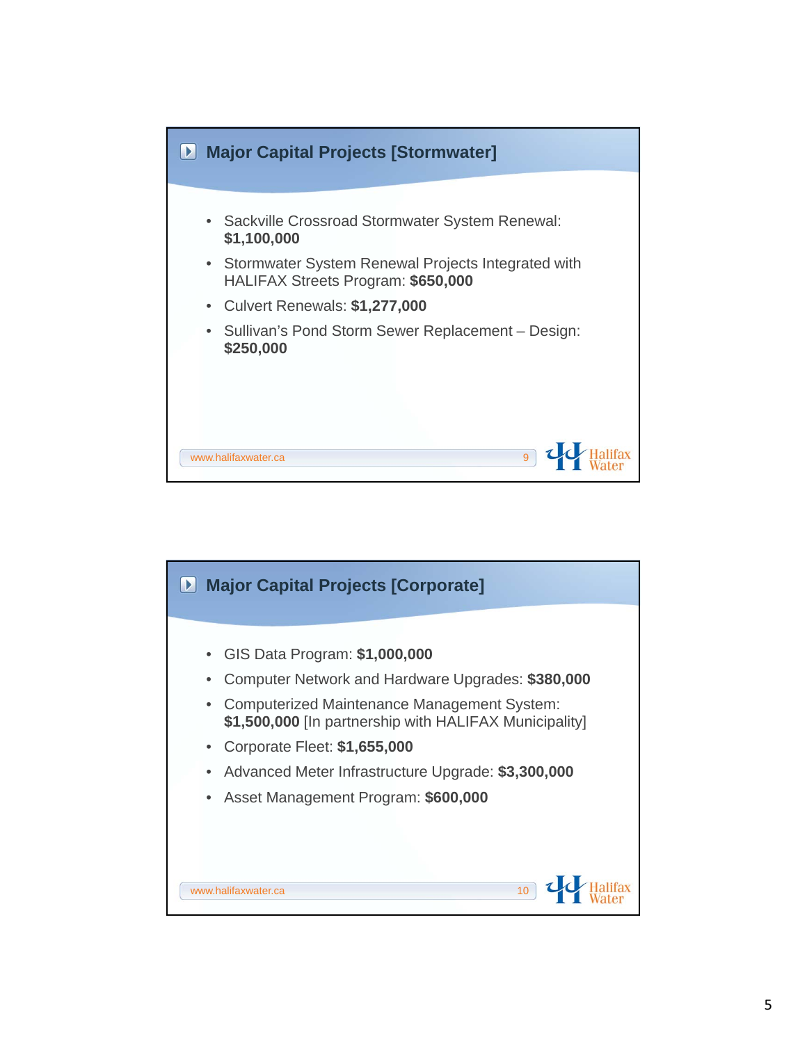## Major Capital Projects [Stormwater]

- Sackville Crossroad Stormwater System Renewal: **$1,100,000**
- Stormwater System Renewal Projects Integrated with HALIFAX Streets Program: **$650,000**
- Culvert Renewals: **$1,277,000**
- Sullivan's Pond Storm Sewer Replacement – Design: **$250,000**

www.halifaxwater.ca

## Major Capital Projects [Corporate]

- GIS Data Program: **$1,000,000**
- Computer Network and Hardware Upgrades: **$380,000**
- Computerized Maintenance Management System: **$1,500,000** [In partnership with HALIFAX Municipality]
- Corporate Fleet: **$1,655,000**
- Advanced Meter Infrastructure Upgrade: **$3,300,000**
- Asset Management Program: **$600,000**

www.halifaxwater.ca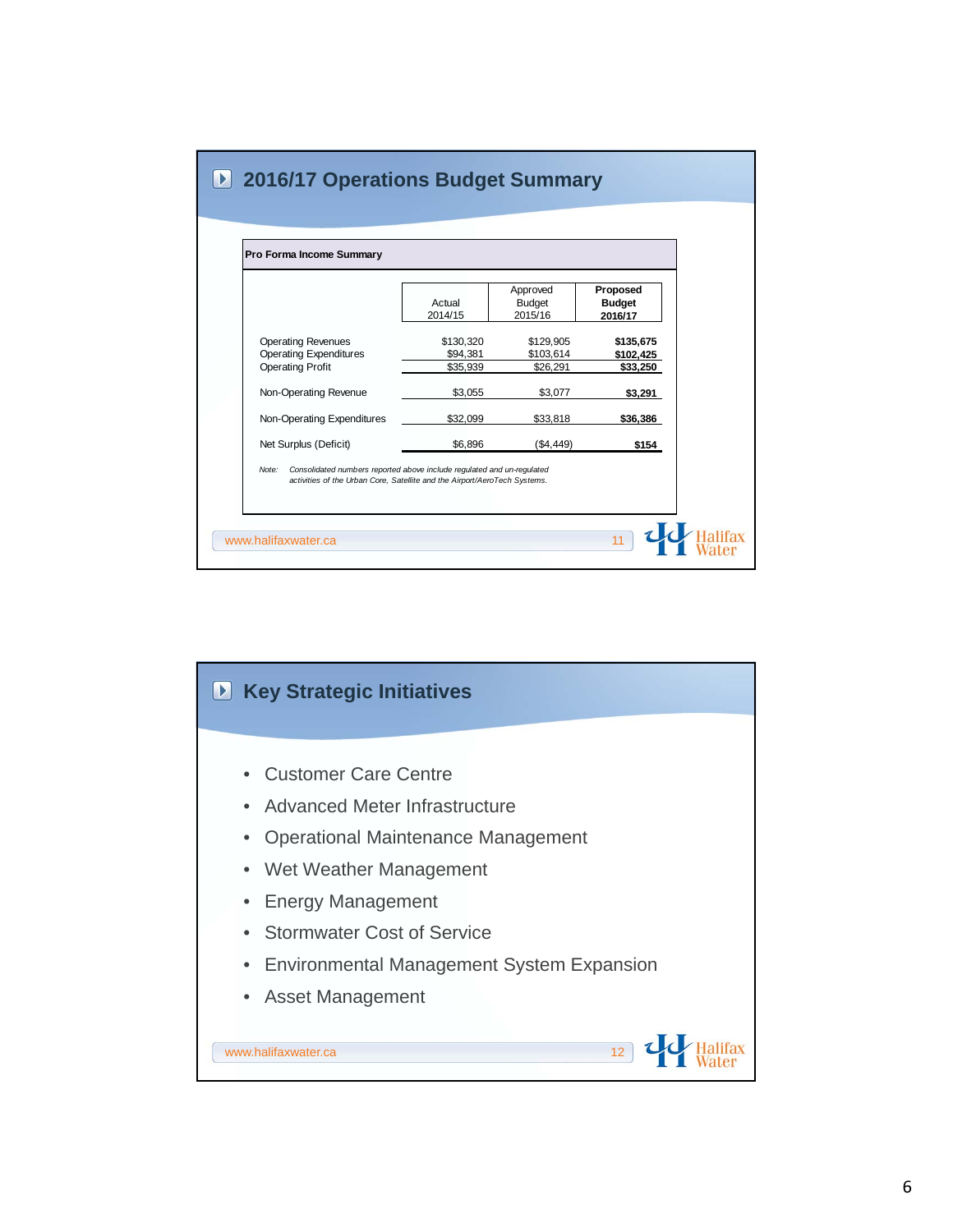## 2016/17 Operations Budget Summary

**Pro Forma Income Summary**

| | Actual 2014/15 | Approved Budget 2015/16 | **Proposed Budget 2016/17** |
|---|---|---|---|
| Operating Revenues | $130,320 | $129,905 | **$135,675** |
| Operating Expenditures | $94,381 | $103,614 | **$102,425** |
| Operating Profit | $35,939 | $26,291 | **$33,250** |
| Non-Operating Revenue | $3,055 | $3,077 | **$3,291** |
| Non-Operating Expenditures | $32,099 | $33,818 | **$36,386** |
| Net Surplus (Deficit) | $6,896 | ($4,449) | **$154** |

*Note: Consolidated numbers reported above include regulated and un-regulated activities of the Urban Core, Satellite and the Airport/AeroTech Systems.*

www.halifaxwater.ca

## Key Strategic Initiatives

- Customer Care Centre
- Advanced Meter Infrastructure
- Operational Maintenance Management
- Wet Weather Management
- Energy Management
- Stormwater Cost of Service
- Environmental Management System Expansion
- Asset Management

www.halifaxwater.ca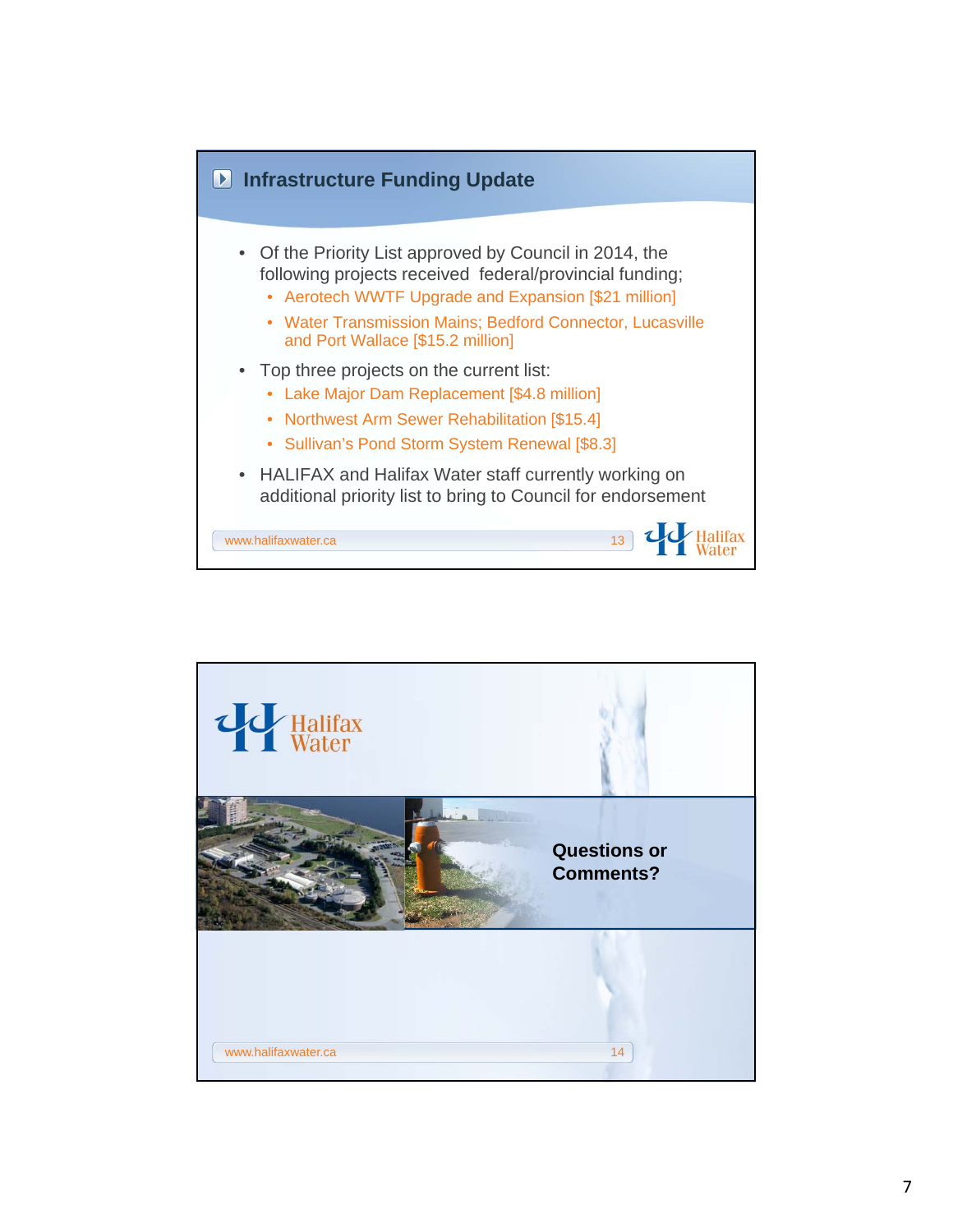## Infrastructure Funding Update

- Of the Priority List approved by Council in 2014, the following projects received federal/provincial funding;
  - Aerotech WWTF Upgrade and Expansion [$21 million]
  - Water Transmission Mains; Bedford Connector, Lucasville and Port Wallace [$15.2 million]
- Top three projects on the current list:
  - Lake Major Dam Replacement [$4.8 million]
  - Northwest Arm Sewer Rehabilitation [$15.4]
  - Sullivan's Pond Storm System Renewal [$8.3]
- HALIFAX and Halifax Water staff currently working on additional priority list to bring to Council for endorsement

www.halifaxwater.ca

Halifax Water

---

Halifax Water

**Questions or Comments?**

www.halifaxwater.ca